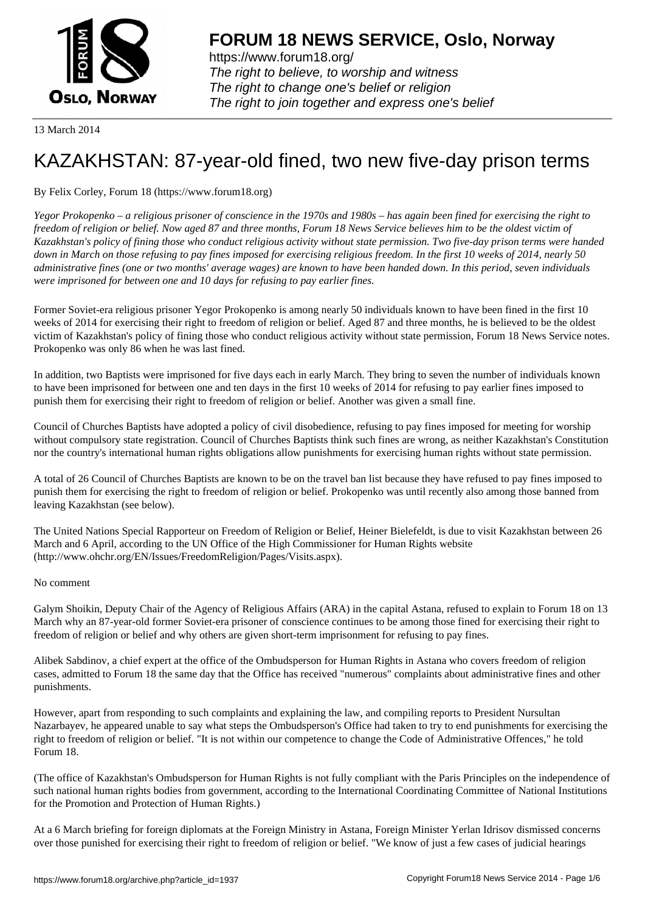13 March 2014

# KAZAKHSTAN: 87-year-old fined, two new five-day prison terms

By Felix Corley, Forum 18 (https://www.forum18.org)

*Yegor Prokopenko – a religious prisoner of conscience in the 1970s and 1980s – has again been fined for exercising the right to freedom of religion or belief. Now aged 87 and three months, Forum 18 News Service believes him to be the oldest victim of Kazakhstan's policy of fining those who conduct religious activity without state permission. Two five-day prison terms were handed down in March on those refusing to pay fines imposed for exercising religious freedom. In the first 10 weeks of 2014, nearly 50 administrative fines (one or two months' average wages) are known to have been handed down. In this period, seven individuals were imprisoned for between one and 10 days for refusing to pay earlier fines.*

Former Soviet-era religious prisoner Yegor Prokopenko is among nearly 50 individuals known to have been fined in the first 10 weeks of 2014 for exercising their right to freedom of religion or belief. Aged 87 and three months, he is believed to be the oldest victim of Kazakhstan's policy of fining those who conduct religious activity without state permission, Forum 18 News Service notes. Prokopenko was only 86 when he was last fined.

In addition, two Baptists were imprisoned for five days each in early March. They bring to seven the number of individuals known to have been imprisoned for between one and ten days in the first 10 weeks of 2014 for refusing to pay earlier fines imposed to punish them for exercising their right to freedom of religion or belief. Another was given a small fine.

Council of Churches Baptists have adopted a policy of civil disobedience, refusing to pay fines imposed for meeting for worship without compulsory state registration. Council of Churches Baptists think such fines are wrong, as neither Kazakhstan's Constitution nor the country's international human rights obligations allow punishments for exercising human rights without state permission.

A total of 26 Council of Churches Baptists are known to be on the travel ban list because they have refused to pay fines imposed to punish them for exercising the right to freedom of religion or belief. Prokopenko was until recently also among those banned from leaving Kazakhstan (see below).

The United Nations Special Rapporteur on Freedom of Religion or Belief, Heiner Bielefeldt, is due to visit Kazakhstan between 26 March and 6 April, according to the UN Office of the High Commissioner for Human Rights website (http://www.ohchr.org/EN/Issues/FreedomReligion/Pages/Visits.aspx).

No comment

Galym Shoikin, Deputy Chair of the Agency of Religious Affairs (ARA) in the capital Astana, refused to explain to Forum 18 on 13 March why an 87-year-old former Soviet-era prisoner of conscience continues to be among those fined for exercising their right to freedom of religion or belief and why others are given short-term imprisonment for refusing to pay fines.

Alibek Sabdinov, a chief expert at the office of the Ombudsperson for Human Rights in Astana who covers freedom of religion cases, admitted to Forum 18 the same day that the Office has received "numerous" complaints about administrative fines and other punishments.

However, apart from responding to such complaints and explaining the law, and compiling reports to President Nursultan Nazarbayev, he appeared unable to say what steps the Ombudsperson's Office had taken to try to end punishments for exercising the right to freedom of religion or belief. "It is not within our competence to change the Code of Administrative Offences," he told Forum 18.

(The office of Kazakhstan's Ombudsperson for Human Rights is not fully compliant with the Paris Principles on the independence of such national human rights bodies from government, according to the International Coordinating Committee of National Institutions for the Promotion and Protection of Human Rights.)

At a 6 March briefing for foreign diplomats at the Foreign Ministry in Astana, Foreign Minister Yerlan Idrisov dismissed concerns over those punished for exercising their right to freedom of religion or belief. "We know of just a few cases of judicial hearings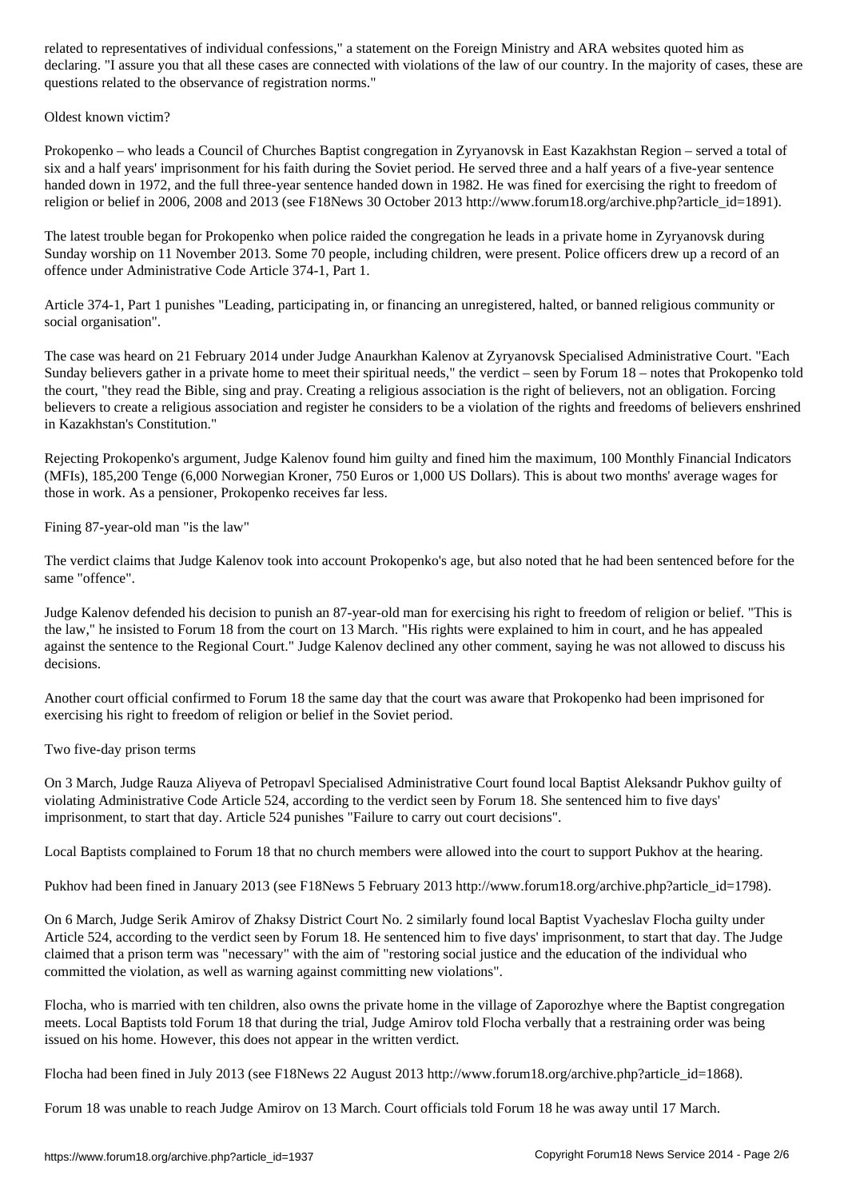related to representatives of individual confessions," a statement on the Foreign Ministry and ARA websites quoted him as declaring. "I assure you that all these cases are connected with violations of the law of our country. In the majority of cases, these are questions related to the observance of registration norms."

## Oldest known victim?

Prokopenko – who leads a Council of Churches Baptist congregation in Zyryanovsk in East Kazakhstan Region – served a total of six and a half years' imprisonment for his faith during the Soviet period. He served three and a half years of a five-year sentence handed down in 1972, and the full three-year sentence handed down in 1982. He was fined for exercising the right to freedom of religion or belief in 2006, 2008 and 2013 (see F18News 30 October 2013 http://www.forum18.org/archive.php?article_id=1891).

The latest trouble began for Prokopenko when police raided the congregation he leads in a private home in Zyryanovsk during Sunday worship on 11 November 2013. Some 70 people, including children, were present. Police officers drew up a record of an offence under Administrative Code Article 374-1, Part 1.

Article 374-1, Part 1 punishes "Leading, participating in, or financing an unregistered, halted, or banned religious community or social organisation".

The case was heard on 21 February 2014 under Judge Anaurkhan Kalenov at Zyryanovsk Specialised Administrative Court. "Each Sunday believers gather in a private home to meet their spiritual needs," the verdict – seen by Forum 18 – notes that Prokopenko told the court, "they read the Bible, sing and pray. Creating a religious association is the right of believers, not an obligation. Forcing believers to create a religious association and register he considers to be a violation of the rights and freedoms of believers enshrined in Kazakhstan's Constitution."

Rejecting Prokopenko's argument, Judge Kalenov found him guilty and fined him the maximum, 100 Monthly Financial Indicators (MFIs), 185,200 Tenge (6,000 Norwegian Kroner, 750 Euros or 1,000 US Dollars). This is about two months' average wages for those in work. As a pensioner, Prokopenko receives far less.

## Fining 87-year-old man "is the law"

The verdict claims that Judge Kalenov took into account Prokopenko's age, but also noted that he had been sentenced before for the same "offence".

Judge Kalenov defended his decision to punish an 87-year-old man for exercising his right to freedom of religion or belief. "This is the law," he insisted to Forum 18 from the court on 13 March. "His rights were explained to him in court, and he has appealed against the sentence to the Regional Court." Judge Kalenov declined any other comment, saying he was not allowed to discuss his decisions.

Another court official confirmed to Forum 18 the same day that the court was aware that Prokopenko had been imprisoned for exercising his right to freedom of religion or belief in the Soviet period.

## Two five-day prison terms

On 3 March, Judge Rauza Aliyeva of Petropavl Specialised Administrative Court found local Baptist Aleksandr Pukhov guilty of violating Administrative Code Article 524, according to the verdict seen by Forum 18. She sentenced him to five days' imprisonment, to start that day. Article 524 punishes "Failure to carry out court decisions".

Local Baptists complained to Forum 18 that no church members were allowed into the court to support Pukhov at the hearing.

Pukhov had been fined in January 2013 (see F18News 5 February 2013 http://www.forum18.org/archive.php?article_id=1798).

On 6 March, Judge Serik Amirov of Zhaksy District Court No. 2 similarly found local Baptist Vyacheslav Flocha guilty under Article 524, according to the verdict seen by Forum 18. He sentenced him to five days' imprisonment, to start that day. The Judge claimed that a prison term was "necessary" with the aim of "restoring social justice and the education of the individual who committed the violation, as well as warning against committing new violations".

Flocha, who is married with ten children, also owns the private home in the village of Zaporozhye where the Baptist congregation meets. Local Baptists told Forum 18 that during the trial, Judge Amirov told Flocha verbally that a restraining order was being issued on his home. However, this does not appear in the written verdict.

Flocha had been fined in July 2013 (see F18News 22 August 2013 http://www.forum18.org/archive.php?article_id=1868).

Forum 18 was unable to reach Judge Amirov on 13 March. Court officials told Forum 18 he was away until 17 March.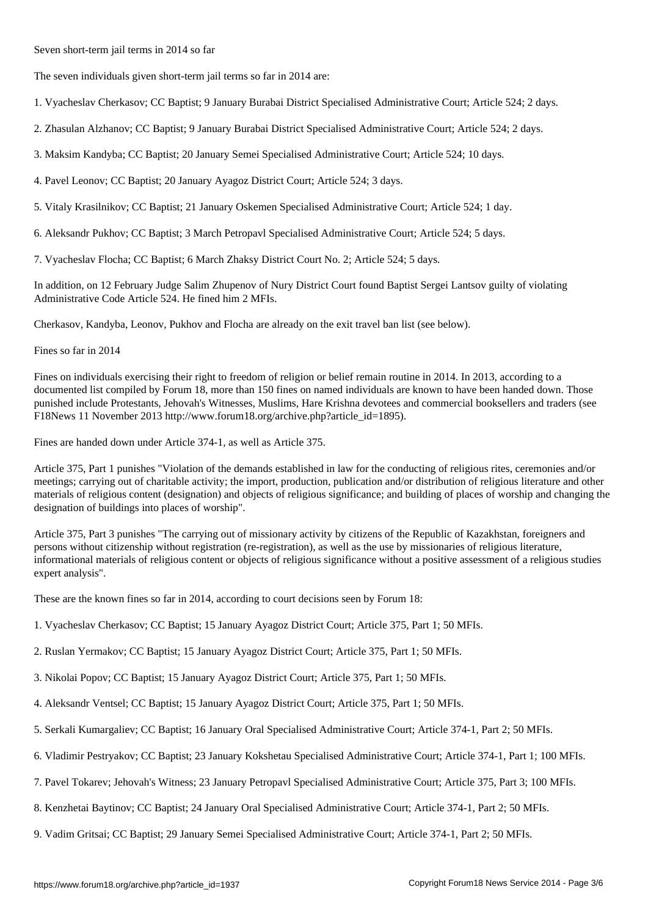## Seven short-term jail terms in 2014 so far

The seven individuals given short-term jail terms so far in 2014 are:

1. Vyacheslav Cherkasov; CC Baptist; 9 January Burabai District Specialised Administrative Court; Article 524; 2 days.

2. Zhasulan Alzhanov; CC Baptist; 9 January Burabai District Specialised Administrative Court; Article 524; 2 days.

3. Maksim Kandyba; CC Baptist; 20 January Semei Specialised Administrative Court; Article 524; 10 days.

4. Pavel Leonov; CC Baptist; 20 January Ayagoz District Court; Article 524; 3 days.

5. Vitaly Krasilnikov; CC Baptist; 21 January Oskemen Specialised Administrative Court; Article 524; 1 day.

6. Aleksandr Pukhov; CC Baptist; 3 March Petropavl Specialised Administrative Court; Article 524; 5 days.

7. Vyacheslav Flocha; CC Baptist; 6 March Zhaksy District Court No. 2; Article 524; 5 days.

In addition, on 12 February Judge Salim Zhupenov of Nury District Court found Baptist Sergei Lantsov guilty of violating Administrative Code Article 524. He fined him 2 MFIs.

Cherkasov, Kandyba, Leonov, Pukhov and Flocha are already on the exit travel ban list (see below).

## Fines so far in 2014

Fines on individuals exercising their right to freedom of religion or belief remain routine in 2014. In 2013, according to a documented list compiled by Forum 18, more than 150 fines on named individuals are known to have been handed down. Those punished include Protestants, Jehovah's Witnesses, Muslims, Hare Krishna devotees and commercial booksellers and traders (see F18News 11 November 2013 http://www.forum18.org/archive.php?article_id=1895).

Fines are handed down under Article 374-1, as well as Article 375.

Article 375, Part 1 punishes "Violation of the demands established in law for the conducting of religious rites, ceremonies and/or meetings; carrying out of charitable activity; the import, production, publication and/or distribution of religious literature and other materials of religious content (designation) and objects of religious significance; and building of places of worship and changing the designation of buildings into places of worship".

Article 375, Part 3 punishes "The carrying out of missionary activity by citizens of the Republic of Kazakhstan, foreigners and persons without citizenship without registration (re-registration), as well as the use by missionaries of religious literature, informational materials of religious content or objects of religious significance without a positive assessment of a religious studies expert analysis".

These are the known fines so far in 2014, according to court decisions seen by Forum 18:

1. Vyacheslav Cherkasov; CC Baptist; 15 January Ayagoz District Court; Article 375, Part 1; 50 MFIs.

2. Ruslan Yermakov; CC Baptist; 15 January Ayagoz District Court; Article 375, Part 1; 50 MFIs.

3. Nikolai Popov; CC Baptist; 15 January Ayagoz District Court; Article 375, Part 1; 50 MFIs.

4. Aleksandr Ventsel; CC Baptist; 15 January Ayagoz District Court; Article 375, Part 1; 50 MFIs.

5. Serkali Kumargaliev; CC Baptist; 16 January Oral Specialised Administrative Court; Article 374-1, Part 2; 50 MFIs.

6. Vladimir Pestryakov; CC Baptist; 23 January Kokshetau Specialised Administrative Court; Article 374-1, Part 1; 100 MFIs.

7. Pavel Tokarev; Jehovah's Witness; 23 January Petropavl Specialised Administrative Court; Article 375, Part 3; 100 MFIs.

8. Kenzhetai Baytinov; CC Baptist; 24 January Oral Specialised Administrative Court; Article 374-1, Part 2; 50 MFIs.

9. Vadim Gritsai; CC Baptist; 29 January Semei Specialised Administrative Court; Article 374-1, Part 2; 50 MFIs.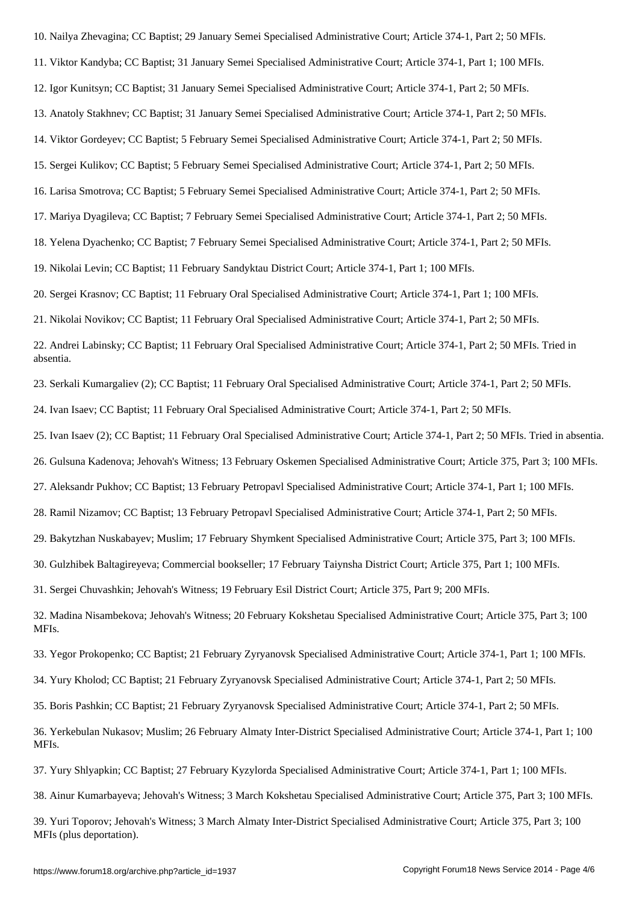10. Nailya Zhevagina; CC Baptist; 29 January Semei Specialised Administrative Court; Article 374-1, Part 2; 50 MFIs.

11. Viktor Kandyba; CC Baptist; 31 January Semei Specialised Administrative Court; Article 374-1, Part 1; 100 MFIs.

12. Igor Kunitsyn; CC Baptist; 31 January Semei Specialised Administrative Court; Article 374-1, Part 2; 50 MFIs.

13. Anatoly Stakhnev; CC Baptist; 31 January Semei Specialised Administrative Court; Article 374-1, Part 2; 50 MFIs.

14. Viktor Gordeyev; CC Baptist; 5 February Semei Specialised Administrative Court; Article 374-1, Part 2; 50 MFIs.

15. Sergei Kulikov; CC Baptist; 5 February Semei Specialised Administrative Court; Article 374-1, Part 2; 50 MFIs.

16. Larisa Smotrova; CC Baptist; 5 February Semei Specialised Administrative Court; Article 374-1, Part 2; 50 MFIs.

17. Mariya Dyagileva; CC Baptist; 7 February Semei Specialised Administrative Court; Article 374-1, Part 2; 50 MFIs.

18. Yelena Dyachenko; CC Baptist; 7 February Semei Specialised Administrative Court; Article 374-1, Part 2; 50 MFIs.

19. Nikolai Levin; CC Baptist; 11 February Sandyktau District Court; Article 374-1, Part 1; 100 MFIs.

20. Sergei Krasnov; CC Baptist; 11 February Oral Specialised Administrative Court; Article 374-1, Part 1; 100 MFIs.

21. Nikolai Novikov; CC Baptist; 11 February Oral Specialised Administrative Court; Article 374-1, Part 2; 50 MFIs.

22. Andrei Labinsky; CC Baptist; 11 February Oral Specialised Administrative Court; Article 374-1, Part 2; 50 MFIs. Tried in absentia.

23. Serkali Kumargaliev (2); CC Baptist; 11 February Oral Specialised Administrative Court; Article 374-1, Part 2; 50 MFIs.

24. Ivan Isaev; CC Baptist; 11 February Oral Specialised Administrative Court; Article 374-1, Part 2; 50 MFIs.

25. Ivan Isaev (2); CC Baptist; 11 February Oral Specialised Administrative Court; Article 374-1, Part 2; 50 MFIs. Tried in absentia.

26. Gulsuna Kadenova; Jehovah's Witness; 13 February Oskemen Specialised Administrative Court; Article 375, Part 3; 100 MFIs.

27. Aleksandr Pukhov; CC Baptist; 13 February Petropavl Specialised Administrative Court; Article 374-1, Part 1; 100 MFIs.

28. Ramil Nizamov; CC Baptist; 13 February Petropavl Specialised Administrative Court; Article 374-1, Part 2; 50 MFIs.

29. Bakytzhan Nuskabayev; Muslim; 17 February Shymkent Specialised Administrative Court; Article 375, Part 3; 100 MFIs.

30. Gulzhibek Baltagireyeva; Commercial bookseller; 17 February Taiynsha District Court; Article 375, Part 1; 100 MFIs.

31. Sergei Chuvashkin; Jehovah's Witness; 19 February Esil District Court; Article 375, Part 9; 200 MFIs.

32. Madina Nisambekova; Jehovah's Witness; 20 February Kokshetau Specialised Administrative Court; Article 375, Part 3; 100 MFIs.

33. Yegor Prokopenko; CC Baptist; 21 February Zyryanovsk Specialised Administrative Court; Article 374-1, Part 1; 100 MFIs.

34. Yury Kholod; CC Baptist; 21 February Zyryanovsk Specialised Administrative Court; Article 374-1, Part 2; 50 MFIs.

35. Boris Pashkin; CC Baptist; 21 February Zyryanovsk Specialised Administrative Court; Article 374-1, Part 2; 50 MFIs.

36. Yerkebulan Nukasov; Muslim; 26 February Almaty Inter-District Specialised Administrative Court; Article 374-1, Part 1; 100 MFIs.

37. Yury Shlyapkin; CC Baptist; 27 February Kyzylorda Specialised Administrative Court; Article 374-1, Part 1; 100 MFIs.

38. Ainur Kumarbayeva; Jehovah's Witness; 3 March Kokshetau Specialised Administrative Court; Article 375, Part 3; 100 MFIs.

39. Yuri Toporov; Jehovah's Witness; 3 March Almaty Inter-District Specialised Administrative Court; Article 375, Part 3; 100 MFIs (plus deportation).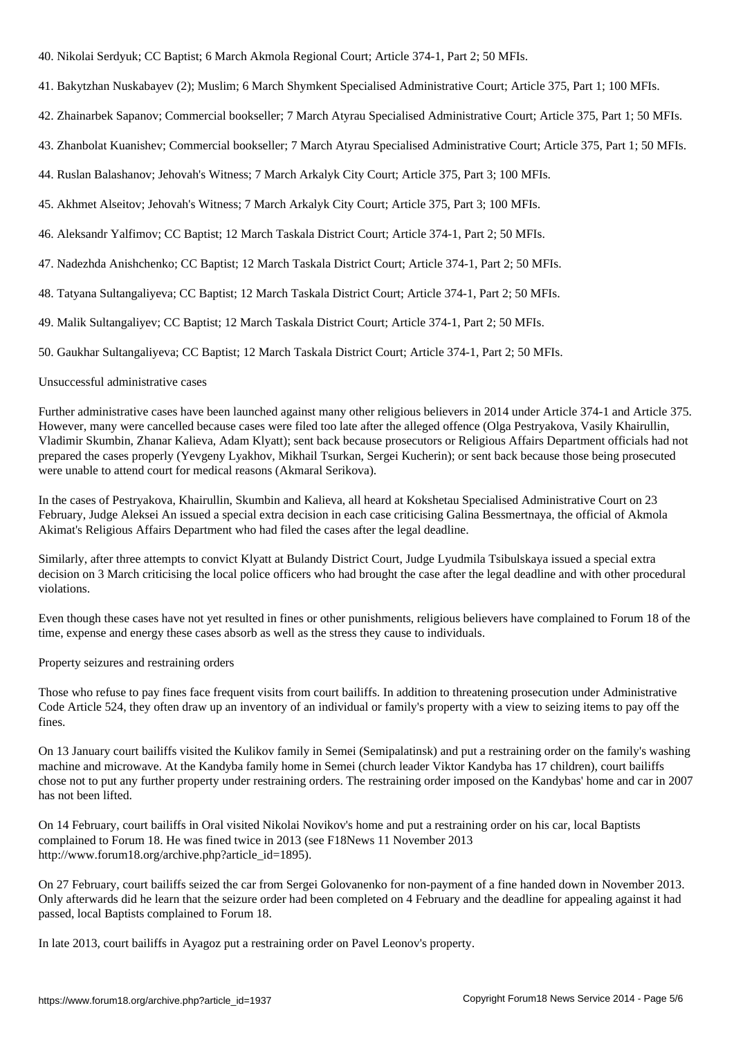40. Nikolai Serdyuk; CC Baptist; 6 March Akmola Regional Court; Article 374-1, Part 2; 50 MFIs.

41. Bakytzhan Nuskabayev (2); Muslim; 6 March Shymkent Specialised Administrative Court; Article 375, Part 1; 100 MFIs.

42. Zhainarbek Sapanov; Commercial bookseller; 7 March Atyrau Specialised Administrative Court; Article 375, Part 1; 50 MFIs.

43. Zhanbolat Kuanishev; Commercial bookseller; 7 March Atyrau Specialised Administrative Court; Article 375, Part 1; 50 MFIs.

44. Ruslan Balashanov; Jehovah's Witness; 7 March Arkalyk City Court; Article 375, Part 3; 100 MFIs.

45. Akhmet Alseitov; Jehovah's Witness; 7 March Arkalyk City Court; Article 375, Part 3; 100 MFIs.

46. Aleksandr Yalfimov; CC Baptist; 12 March Taskala District Court; Article 374-1, Part 2; 50 MFIs.

47. Nadezhda Anishchenko; CC Baptist; 12 March Taskala District Court; Article 374-1, Part 2; 50 MFIs.

48. Tatyana Sultangaliyeva; CC Baptist; 12 March Taskala District Court; Article 374-1, Part 2; 50 MFIs.

49. Malik Sultangaliyev; CC Baptist; 12 March Taskala District Court; Article 374-1, Part 2; 50 MFIs.

50. Gaukhar Sultangaliyeva; CC Baptist; 12 March Taskala District Court; Article 374-1, Part 2; 50 MFIs.

Unsuccessful administrative cases

Further administrative cases have been launched against many other religious believers in 2014 under Article 374-1 and Article 375. However, many were cancelled because cases were filed too late after the alleged offence (Olga Pestryakova, Vasily Khairullin, Vladimir Skumbin, Zhanar Kalieva, Adam Klyatt); sent back because prosecutors or Religious Affairs Department officials had not prepared the cases properly (Yevgeny Lyakhov, Mikhail Tsurkan, Sergei Kucherin); or sent back because those being prosecuted were unable to attend court for medical reasons (Akmaral Serikova).

In the cases of Pestryakova, Khairullin, Skumbin and Kalieva, all heard at Kokshetau Specialised Administrative Court on 23 February, Judge Aleksei An issued a special extra decision in each case criticising Galina Bessmertnaya, the official of Akmola Akimat's Religious Affairs Department who had filed the cases after the legal deadline.

Similarly, after three attempts to convict Klyatt at Bulandy District Court, Judge Lyudmila Tsibulskaya issued a special extra decision on 3 March criticising the local police officers who had brought the case after the legal deadline and with other procedural violations.

Even though these cases have not yet resulted in fines or other punishments, religious believers have complained to Forum 18 of the time, expense and energy these cases absorb as well as the stress they cause to individuals.

Property seizures and restraining orders

Those who refuse to pay fines face frequent visits from court bailiffs. In addition to threatening prosecution under Administrative Code Article 524, they often draw up an inventory of an individual or family's property with a view to seizing items to pay off the fines.

On 13 January court bailiffs visited the Kulikov family in Semei (Semipalatinsk) and put a restraining order on the family's washing machine and microwave. At the Kandyba family home in Semei (church leader Viktor Kandyba has 17 children), court bailiffs chose not to put any further property under restraining orders. The restraining order imposed on the Kandybas' home and car in 2007 has not been lifted.

On 14 February, court bailiffs in Oral visited Nikolai Novikov's home and put a restraining order on his car, local Baptists complained to Forum 18. He was fined twice in 2013 (see F18News 11 November 2013 http://www.forum18.org/archive.php?article_id=1895).

On 27 February, court bailiffs seized the car from Sergei Golovanenko for non-payment of a fine handed down in November 2013. Only afterwards did he learn that the seizure order had been completed on 4 February and the deadline for appealing against it had passed, local Baptists complained to Forum 18.

In late 2013, court bailiffs in Ayagoz put a restraining order on Pavel Leonov's property.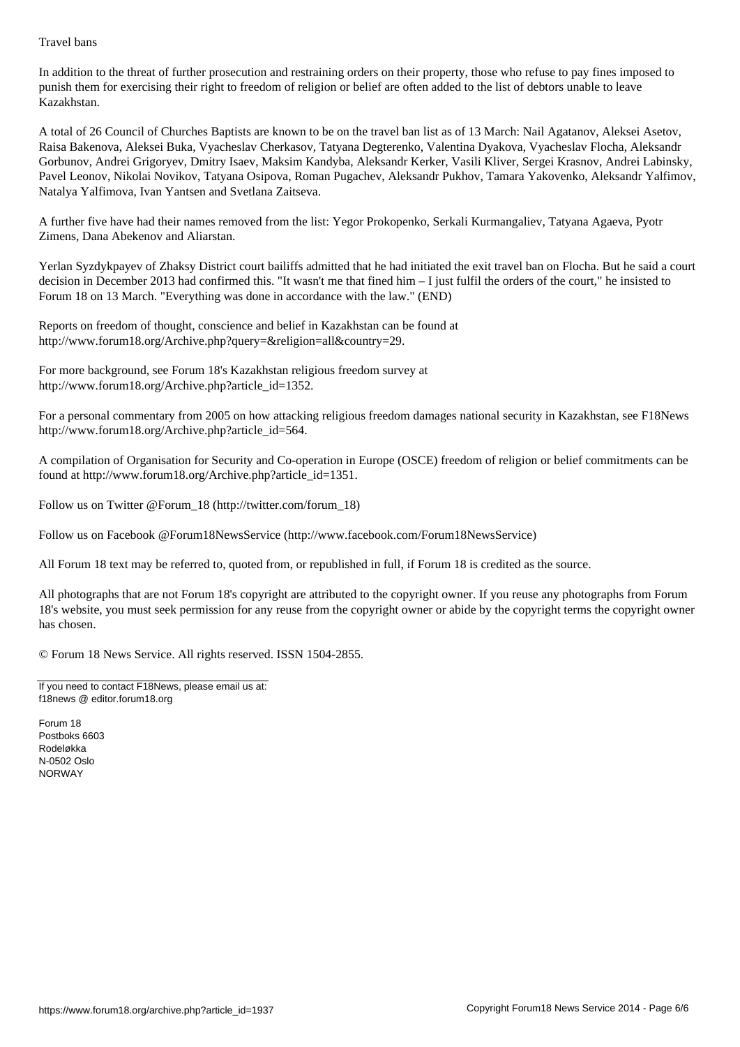## Travel bans

In addition to the threat of further prosecution and restraining orders on their property, those who refuse to pay fines imposed to punish them for exercising their right to freedom of religion or belief are often added to the list of debtors unable to leave Kazakhstan.

A total of 26 Council of Churches Baptists are known to be on the travel ban list as of 13 March: Nail Agatanov, Aleksei Asetov, Raisa Bakenova, Aleksei Buka, Vyacheslav Cherkasov, Tatyana Degterenko, Valentina Dyakova, Vyacheslav Flocha, Aleksandr Gorbunov, Andrei Grigoryev, Dmitry Isaev, Maksim Kandyba, Aleksandr Kerker, Vasili Kliver, Sergei Krasnov, Andrei Labinsky, Pavel Leonov, Nikolai Novikov, Tatyana Osipova, Roman Pugachev, Aleksandr Pukhov, Tamara Yakovenko, Aleksandr Yalfimov, Natalya Yalfimova, Ivan Yantsen and Svetlana Zaitseva.

A further five have had their names removed from the list: Yegor Prokopenko, Serkali Kurmangaliev, Tatyana Agaeva, Pyotr Zimens, Dana Abekenov and Aliarstan.

Yerlan Syzdykpayev of Zhaksy District court bailiffs admitted that he had initiated the exit travel ban on Flocha. But he said a court decision in December 2013 had confirmed this. "It wasn't me that fined him – I just fulfil the orders of the court," he insisted to Forum 18 on 13 March. "Everything was done in accordance with the law." (END)

Reports on freedom of thought, conscience and belief in Kazakhstan can be found at http://www.forum18.org/Archive.php?query=&religion=all&country=29.

For more background, see Forum 18's Kazakhstan religious freedom survey at http://www.forum18.org/Archive.php?article_id=1352.

For a personal commentary from 2005 on how attacking religious freedom damages national security in Kazakhstan, see F18News http://www.forum18.org/Archive.php?article_id=564.

A compilation of Organisation for Security and Co-operation in Europe (OSCE) freedom of religion or belief commitments can be found at http://www.forum18.org/Archive.php?article_id=1351.

Follow us on Twitter @Forum_18 (http://twitter.com/forum_18)

Follow us on Facebook @Forum18NewsService (http://www.facebook.com/Forum18NewsService)

All Forum 18 text may be referred to, quoted from, or republished in full, if Forum 18 is credited as the source.

All photographs that are not Forum 18's copyright are attributed to the copyright owner. If you reuse any photographs from Forum 18's website, you must seek permission for any reuse from the copyright owner or abide by the copyright terms the copyright owner has chosen.

© Forum 18 News Service. All rights reserved. ISSN 1504-2855.

If you need to contact F18News, please email us at:
f18news @ editor.forum18.org

Forum 18
Postboks 6603
Rodeløkka
N-0502 Oslo
NORWAY